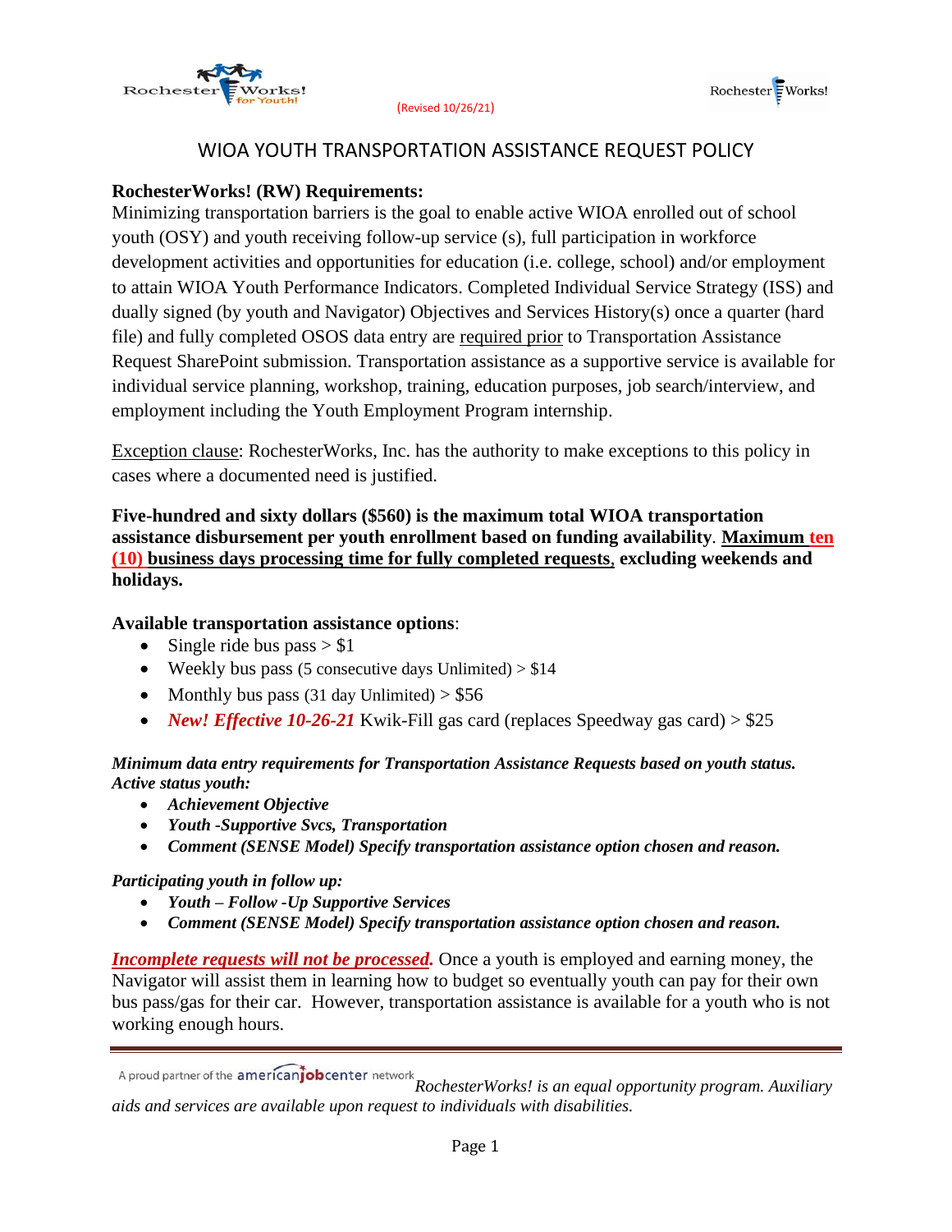(Revised 10/26/21)

# WIOA YOUTH TRANSPORTATION ASSISTANCE REQUEST POLICY

**RochesterWorks! (RW) Requirements:**

Minimizing transportation barriers is the goal to enable active WIOA enrolled out of school youth (OSY) and youth receiving follow-up service (s), full participation in workforce development activities and opportunities for education (i.e. college, school) and/or employment to attain WIOA Youth Performance Indicators. Completed Individual Service Strategy (ISS) and dually signed (by youth and Navigator) Objectives and Services History(s) once a quarter (hard file) and fully completed OSOS data entry are required prior to Transportation Assistance Request SharePoint submission. Transportation assistance as a supportive service is available for individual service planning, workshop, training, education purposes, job search/interview, and employment including the Youth Employment Program internship.

Exception clause: RochesterWorks, Inc. has the authority to make exceptions to this policy in cases where a documented need is justified.

**Five-hundred and sixty dollars ($560) is the maximum total WIOA transportation assistance disbursement per youth enrollment based on funding availability**. **Maximum ten (10) business days processing time for fully completed requests, excluding weekends and holidays.**

**Available transportation assistance options**:

- Single ride bus pass > $1
- Weekly bus pass (5 consecutive days Unlimited) > $14
- Monthly bus pass (31 day Unlimited) > $56
- ***New! Effective 10-26-21*** Kwik-Fill gas card (replaces Speedway gas card) > $25

***Minimum data entry requirements for Transportation Assistance Requests based on youth status.***
***Active status youth:***

- ***Achievement Objective***
- ***Youth -Supportive Svcs, Transportation***
- ***Comment (SENSE Model) Specify transportation assistance option chosen and reason.***

***Participating youth in follow up:***

- ***Youth – Follow -Up Supportive Services***
- ***Comment (SENSE Model) Specify transportation assistance option chosen and reason.***

***Incomplete requests will not be processed.*** Once a youth is employed and earning money, the Navigator will assist them in learning how to budget so eventually youth can pay for their own bus pass/gas for their car. However, transportation assistance is available for a youth who is not working enough hours.

A proud partner of the americanjobcenter network *RochesterWorks! is an equal opportunity program. Auxiliary aids and services are available upon request to individuals with disabilities.*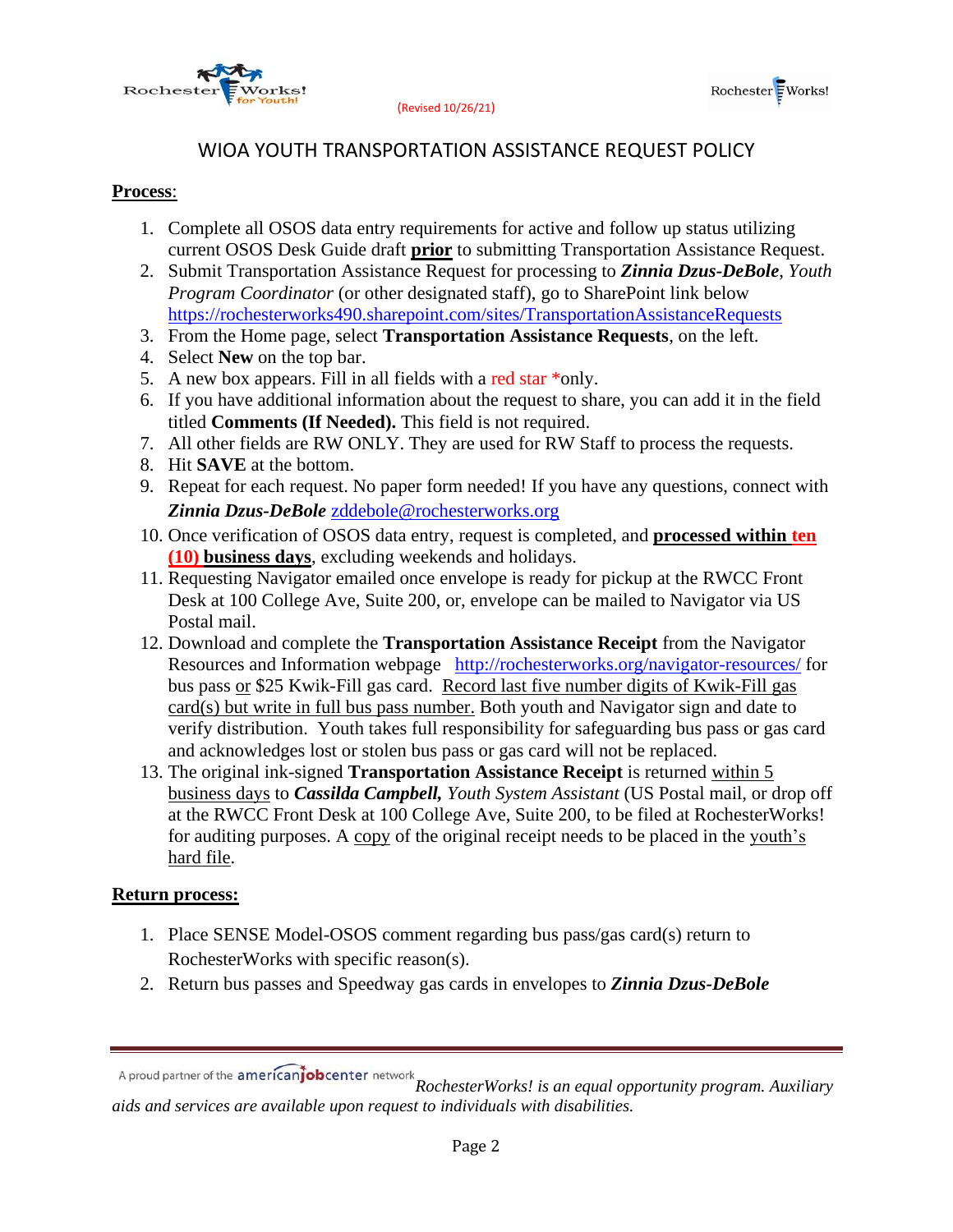(Revised 10/26/21)

# WIOA YOUTH TRANSPORTATION ASSISTANCE REQUEST POLICY

**Process**:

1. Complete all OSOS data entry requirements for active and follow up status utilizing current OSOS Desk Guide draft **prior** to submitting Transportation Assistance Request.
2. Submit Transportation Assistance Request for processing to ***Zinnia Dzus-DeBole***, *Youth Program Coordinator* (or other designated staff), go to SharePoint link below https://rochesterworks490.sharepoint.com/sites/TransportationAssistanceRequests
3. From the Home page, select **Transportation Assistance Requests**, on the left.
4. Select **New** on the top bar.
5. A new box appears. Fill in all fields with a red star *only.
6. If you have additional information about the request to share, you can add it in the field titled **Comments (If Needed).** This field is not required.
7. All other fields are RW ONLY. They are used for RW Staff to process the requests.
8. Hit **SAVE** at the bottom.
9. Repeat for each request. No paper form needed! If you have any questions, connect with ***Zinnia Dzus-DeBole*** zddebole@rochesterworks.org
10. Once verification of OSOS data entry, request is completed, and **processed within ten (10) business days**, excluding weekends and holidays.
11. Requesting Navigator emailed once envelope is ready for pickup at the RWCC Front Desk at 100 College Ave, Suite 200, or, envelope can be mailed to Navigator via US Postal mail.
12. Download and complete the **Transportation Assistance Receipt** from the Navigator Resources and Information webpage http://rochesterworks.org/navigator-resources/ for bus pass or $25 Kwik-Fill gas card. Record last five number digits of Kwik-Fill gas card(s) but write in full bus pass number. Both youth and Navigator sign and date to verify distribution. Youth takes full responsibility for safeguarding bus pass or gas card and acknowledges lost or stolen bus pass or gas card will not be replaced.
13. The original ink-signed **Transportation Assistance Receipt** is returned within 5 business days to ***Cassilda Campbell,*** *Youth System Assistant* (US Postal mail, or drop off at the RWCC Front Desk at 100 College Ave, Suite 200, to be filed at RochesterWorks! for auditing purposes. A copy of the original receipt needs to be placed in the youth's hard file.

**Return process:**

1. Place SENSE Model-OSOS comment regarding bus pass/gas card(s) return to RochesterWorks with specific reason(s).
2. Return bus passes and Speedway gas cards in envelopes to ***Zinnia Dzus-DeBole***

A proud partner of the americanjobcenter network *RochesterWorks! is an equal opportunity program. Auxiliary aids and services are available upon request to individuals with disabilities.*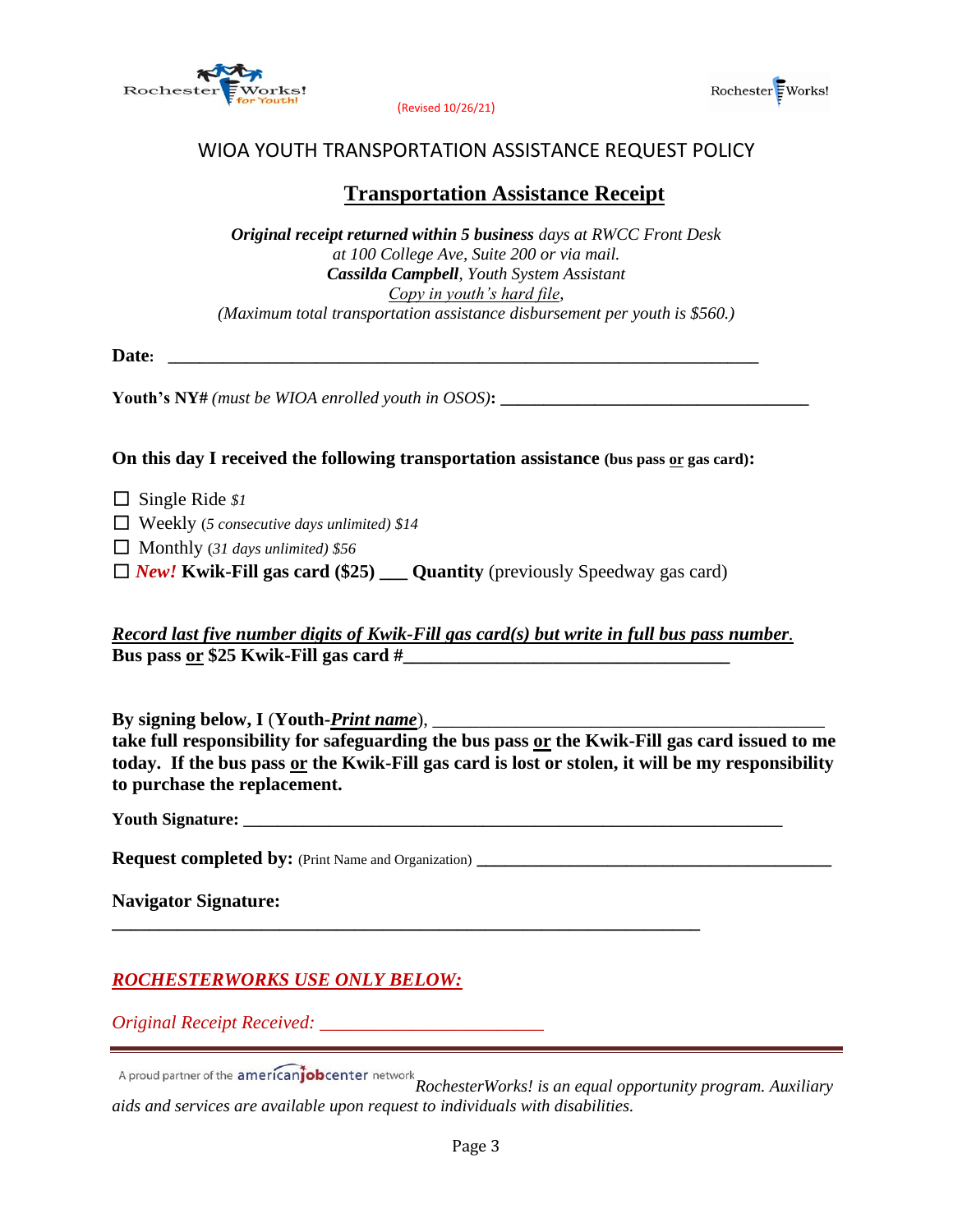(Revised 10/26/21)

# WIOA YOUTH TRANSPORTATION ASSISTANCE REQUEST POLICY

## Transportation Assistance Receipt

***Original receipt returned within 5 business** days at RWCC Front Desk*
*at 100 College Ave, Suite 200 or via mail.*
***Cassilda Campbell**, Youth System Assistant*
*Copy in youth's hard file,*
*(Maximum total transportation assistance disbursement per youth is $560.)*

**Date:** ___________________________________________________________________

**Youth's NY#** *(must be WIOA enrolled youth in OSOS)*: ___________________________________

**On this day I received the following transportation assistance (bus pass or gas card):**

☐ Single Ride *$1*
☐ Weekly *(5 consecutive days unlimited) $14*
☐ Monthly *(31 days unlimited) $56*
☐ ***New!*** **Kwik-Fill gas card ($25) ___ Quantity** (previously Speedway gas card)

***Record last five number digits of Kwik-Fill gas card(s) but write in full bus pass number.***
**Bus pass or $25 Kwik-Fill gas card #**___________________________________

**By signing below, I (Youth-*Print name*),** ____________________________________________
**take full responsibility for safeguarding the bus pass or the Kwik-Fill gas card issued to me today. If the bus pass or the Kwik-Fill gas card is lost or stolen, it will be my responsibility to purchase the replacement.**

**Youth Signature:** ______________________________________________________________

**Request completed by:** (Print Name and Organization) ________________________________________

**Navigator Signature:**
__________________________________________________________________

***ROCHESTERWORKS USE ONLY BELOW:***

*Original Receipt Received:* _______________________

A proud partner of the americanjobcenter network *RochesterWorks! is an equal opportunity program. Auxiliary aids and services are available upon request to individuals with disabilities.*